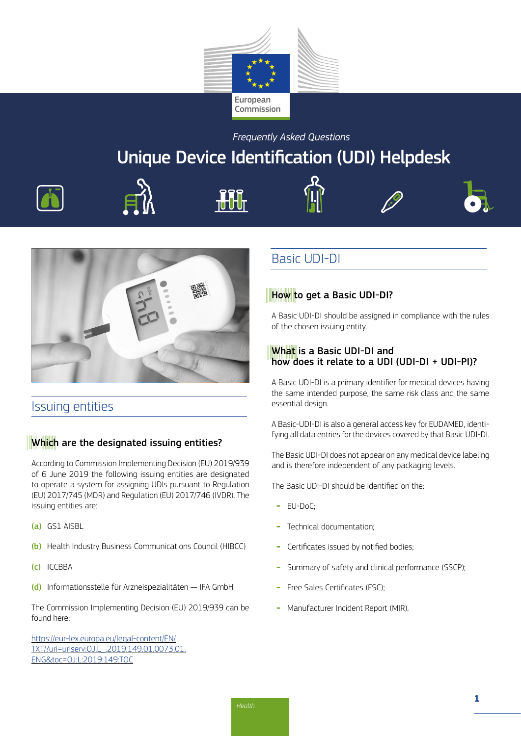European Commission

*Frequently Asked Questions*

# Unique Device Identification (UDI) Helpdesk

## Issuing entities

### Which are the designated issuing entities?

According to Commission Implementing Decision (EU) 2019/939 of 6 June 2019 the following issuing entities are designated to operate a system for assigning UDIs pursuant to Regulation (EU) 2017/745 (MDR) and Regulation (EU) 2017/746 (IVDR). The issuing entities are:

**(a)** GS1 AISBL

**(b)** Health Industry Business Communications Council (HIBCC)

**(c)** ICCBBA

**(d)** Informationsstelle für Arzneispezialitäten — IFA GmbH

The Commission Implementing Decision (EU) 2019/939 can be found here:

https://eur-lex.europa.eu/legal-content/EN/TXT/?uri=uriserv:OJ.L_.2019.149.01.0073.01.ENG&toc=OJ:L:2019:149:TOC

## Basic UDI-DI

### How to get a Basic UDI-DI?

A Basic UDI-DI should be assigned in compliance with the rules of the chosen issuing entity.

### What is a Basic UDI-DI and how does it relate to a UDI (UDI-DI + UDI-PI)?

A Basic UDI-DI is a primary identifier for medical devices having the same intended purpose, the same risk class and the same essential design.

A Basic-UDI-DI is also a general access key for EUDAMED, identifying all data entries for the devices covered by that Basic UDI-DI.

The Basic UDI-DI does not appear on any medical device labeling and is therefore independent of any packaging levels.

The Basic UDI-DI should be identified on the:

- EU-DoC;
- Technical documentation;
- Certificates issued by notified bodies;
- Summary of safety and clinical performance (SSCP);
- Free Sales Certificates (FSC);
- Manufacturer Incident Report (MIR).

Health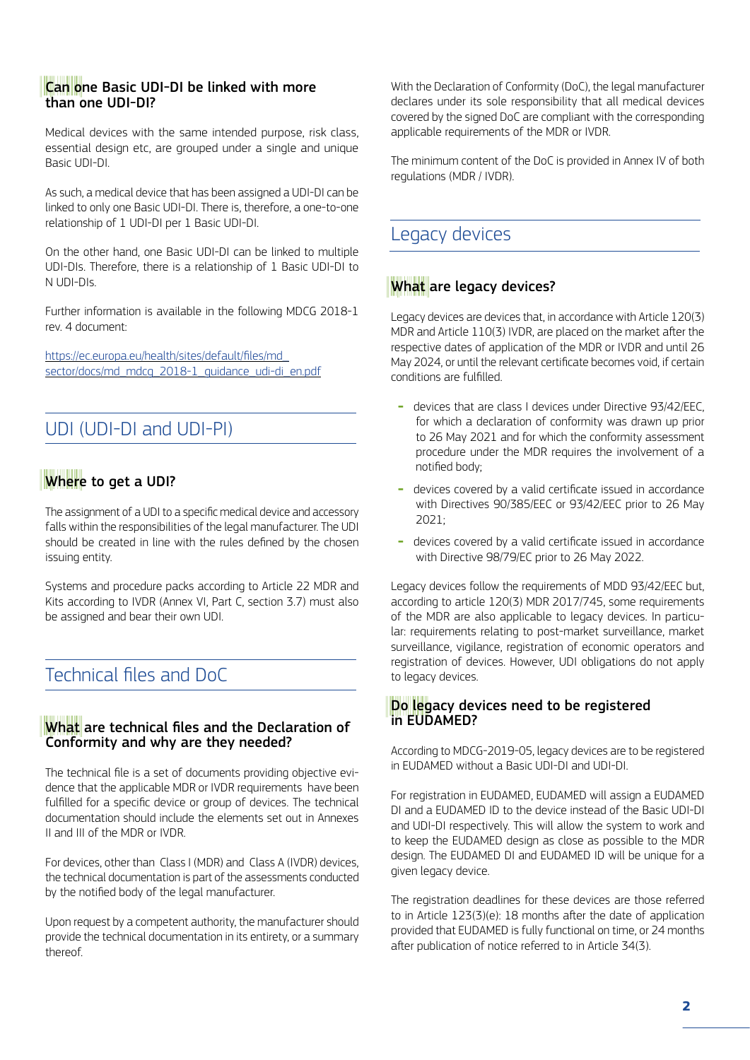### Can one Basic UDI-DI be linked with more than one UDI-DI?

Medical devices with the same intended purpose, risk class, essential design etc, are grouped under a single and unique Basic UDI-DI.

As such, a medical device that has been assigned a UDI-DI can be linked to only one Basic UDI-DI. There is, therefore, a one-to-one relationship of 1 UDI-DI per 1 Basic UDI-DI.

On the other hand, one Basic UDI-DI can be linked to multiple UDI-DIs. Therefore, there is a relationship of 1 Basic UDI-DI to N UDI-DIs.

Further information is available in the following MDCG 2018-1 rev. 4 document:

https://ec.europa.eu/health/sites/default/files/md_sector/docs/md_mdcg_2018-1_guidance_udi-di_en.pdf

## UDI (UDI-DI and UDI-PI)

### Where to get a UDI?

The assignment of a UDI to a specific medical device and accessory falls within the responsibilities of the legal manufacturer. The UDI should be created in line with the rules defined by the chosen issuing entity.

Systems and procedure packs according to Article 22 MDR and Kits according to IVDR (Annex VI, Part C, section 3.7) must also be assigned and bear their own UDI.

## Technical files and DoC

### What are technical files and the Declaration of Conformity and why are they needed?

The technical file is a set of documents providing objective evidence that the applicable MDR or IVDR requirements have been fulfilled for a specific device or group of devices. The technical documentation should include the elements set out in Annexes II and III of the MDR or IVDR.

For devices, other than Class I (MDR) and Class A (IVDR) devices, the technical documentation is part of the assessments conducted by the notified body of the legal manufacturer.

Upon request by a competent authority, the manufacturer should provide the technical documentation in its entirety, or a summary thereof.

With the Declaration of Conformity (DoC), the legal manufacturer declares under its sole responsibility that all medical devices covered by the signed DoC are compliant with the corresponding applicable requirements of the MDR or IVDR.

The minimum content of the DoC is provided in Annex IV of both regulations (MDR / IVDR).

## Legacy devices

### What are legacy devices?

Legacy devices are devices that, in accordance with Article 120(3) MDR and Article 110(3) IVDR, are placed on the market after the respective dates of application of the MDR or IVDR and until 26 May 2024, or until the relevant certificate becomes void, if certain conditions are fulfilled.

- devices that are class I devices under Directive 93/42/EEC, for which a declaration of conformity was drawn up prior to 26 May 2021 and for which the conformity assessment procedure under the MDR requires the involvement of a notified body;
- devices covered by a valid certificate issued in accordance with Directives 90/385/EEC or 93/42/EEC prior to 26 May 2021;
- devices covered by a valid certificate issued in accordance with Directive 98/79/EC prior to 26 May 2022.

Legacy devices follow the requirements of MDD 93/42/EEC but, according to article 120(3) MDR 2017/745, some requirements of the MDR are also applicable to legacy devices. In particular: requirements relating to post-market surveillance, market surveillance, vigilance, registration of economic operators and registration of devices. However, UDI obligations do not apply to legacy devices.

### Do legacy devices need to be registered in EUDAMED?

According to MDCG-2019-05, legacy devices are to be registered in EUDAMED without a Basic UDI-DI and UDI-DI.

For registration in EUDAMED, EUDAMED will assign a EUDAMED DI and a EUDAMED ID to the device instead of the Basic UDI-DI and UDI-DI respectively. This will allow the system to work and to keep the EUDAMED design as close as possible to the MDR design. The EUDAMED DI and EUDAMED ID will be unique for a given legacy device.

The registration deadlines for these devices are those referred to in Article 123(3)(e): 18 months after the date of application provided that EUDAMED is fully functional on time, or 24 months after publication of notice referred to in Article 34(3).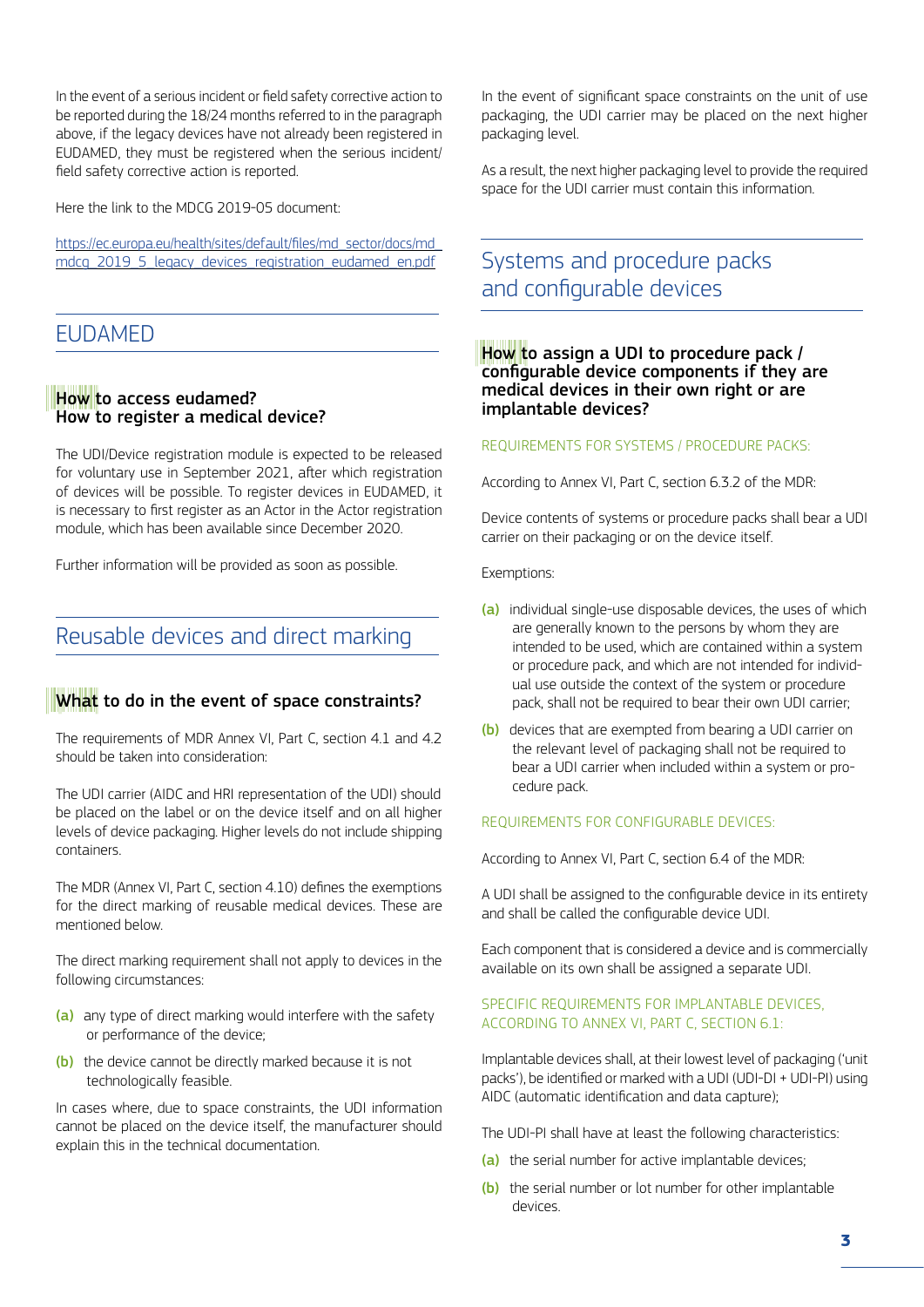In the event of a serious incident or field safety corrective action to be reported during the 18/24 months referred to in the paragraph above, if the legacy devices have not already been registered in EUDAMED, they must be registered when the serious incident/ field safety corrective action is reported.

Here the link to the MDCG 2019-05 document:

https://ec.europa.eu/health/sites/default/files/md_sector/docs/md_mdcg_2019_5_legacy_devices_registration_eudamed_en.pdf

## EUDAMED

### How to access eudamed? How to register a medical device?

The UDI/Device registration module is expected to be released for voluntary use in September 2021, after which registration of devices will be possible. To register devices in EUDAMED, it is necessary to first register as an Actor in the Actor registration module, which has been available since December 2020.

Further information will be provided as soon as possible.

## Reusable devices and direct marking

### What to do in the event of space constraints?

The requirements of MDR Annex VI, Part C, section 4.1 and 4.2 should be taken into consideration:

The UDI carrier (AIDC and HRI representation of the UDI) should be placed on the label or on the device itself and on all higher levels of device packaging. Higher levels do not include shipping containers.

The MDR (Annex VI, Part C, section 4.10) defines the exemptions for the direct marking of reusable medical devices. These are mentioned below.

The direct marking requirement shall not apply to devices in the following circumstances:

**(a)** any type of direct marking would interfere with the safety or performance of the device;

**(b)** the device cannot be directly marked because it is not technologically feasible.

In cases where, due to space constraints, the UDI information cannot be placed on the device itself, the manufacturer should explain this in the technical documentation.

In the event of significant space constraints on the unit of use packaging, the UDI carrier may be placed on the next higher packaging level.

As a result, the next higher packaging level to provide the required space for the UDI carrier must contain this information.

## Systems and procedure packs and configurable devices

### How to assign a UDI to procedure pack / configurable device components if they are medical devices in their own right or are implantable devices?

REQUIREMENTS FOR SYSTEMS / PROCEDURE PACKS:

According to Annex VI, Part C, section 6.3.2 of the MDR:

Device contents of systems or procedure packs shall bear a UDI carrier on their packaging or on the device itself.

Exemptions:

**(a)** individual single-use disposable devices, the uses of which are generally known to the persons by whom they are intended to be used, which are contained within a system or procedure pack, and which are not intended for individual use outside the context of the system or procedure pack, shall not be required to bear their own UDI carrier;

**(b)** devices that are exempted from bearing a UDI carrier on the relevant level of packaging shall not be required to bear a UDI carrier when included within a system or procedure pack.

REQUIREMENTS FOR CONFIGURABLE DEVICES:

According to Annex VI, Part C, section 6.4 of the MDR:

A UDI shall be assigned to the configurable device in its entirety and shall be called the configurable device UDI.

Each component that is considered a device and is commercially available on its own shall be assigned a separate UDI.

SPECIFIC REQUIREMENTS FOR IMPLANTABLE DEVICES, ACCORDING TO ANNEX VI, PART C, SECTION 6.1:

Implantable devices shall, at their lowest level of packaging ('unit packs'), be identified or marked with a UDI (UDI-DI + UDI-PI) using AIDC (automatic identification and data capture);

The UDI-PI shall have at least the following characteristics:

**(a)** the serial number for active implantable devices;

**(b)** the serial number or lot number for other implantable devices.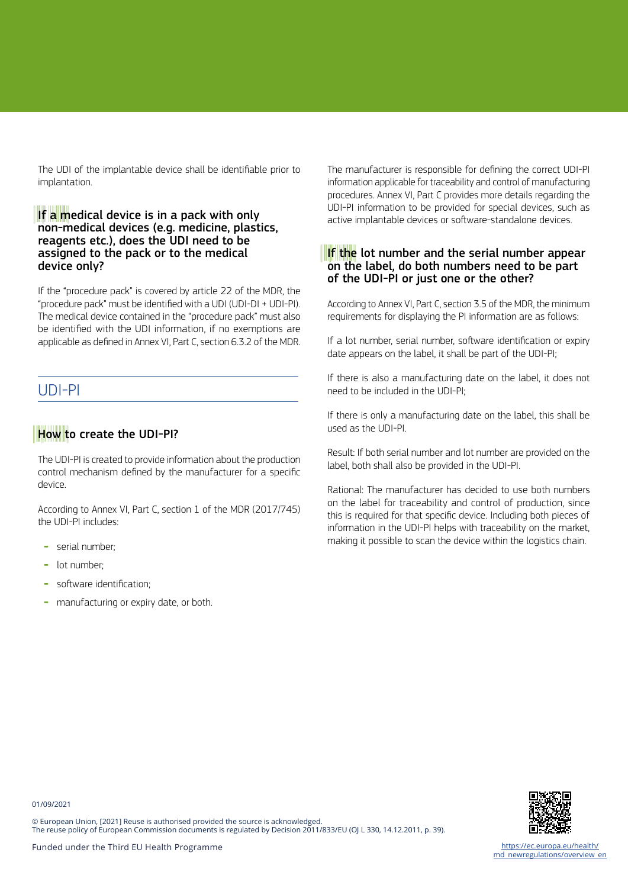The UDI of the implantable device shall be identifiable prior to implantation.

### If a medical device is in a pack with only non-medical devices (e.g. medicine, plastics, reagents etc.), does the UDI need to be assigned to the pack or to the medical device only?

If the "procedure pack" is covered by article 22 of the MDR, the "procedure pack" must be identified with a UDI (UDI-DI + UDI-PI). The medical device contained in the "procedure pack" must also be identified with the UDI information, if no exemptions are applicable as defined in Annex VI, Part C, section 6.3.2 of the MDR.

## UDI-PI

### How to create the UDI-PI?

The UDI-PI is created to provide information about the production control mechanism defined by the manufacturer for a specific device.

According to Annex VI, Part C, section 1 of the MDR (2017/745) the UDI-PI includes:

- serial number;
- lot number;
- software identification;
- manufacturing or expiry date, or both.

The manufacturer is responsible for defining the correct UDI-PI information applicable for traceability and control of manufacturing procedures. Annex VI, Part C provides more details regarding the UDI-PI information to be provided for special devices, such as active implantable devices or software-standalone devices.

### If the lot number and the serial number appear on the label, do both numbers need to be part of the UDI-PI or just one or the other?

According to Annex VI, Part C, section 3.5 of the MDR, the minimum requirements for displaying the PI information are as follows:

If a lot number, serial number, software identification or expiry date appears on the label, it shall be part of the UDI-PI;

If there is also a manufacturing date on the label, it does not need to be included in the UDI-PI;

If there is only a manufacturing date on the label, this shall be used as the UDI-PI.

Result: If both serial number and lot number are provided on the label, both shall also be provided in the UDI-PI.

Rational: The manufacturer has decided to use both numbers on the label for traceability and control of production, since this is required for that specific device. Including both pieces of information in the UDI-PI helps with traceability on the market, making it possible to scan the device within the logistics chain.

01/09/2021

© European Union, [2021] Reuse is authorised provided the source is acknowledged.
The reuse policy of European Commission documents is regulated by Decision 2011/833/EU (OJ L 330, 14.12.2011, p. 39).

Funded under the Third EU Health Programme

https://ec.europa.eu/health/md_newregulations/overview_en